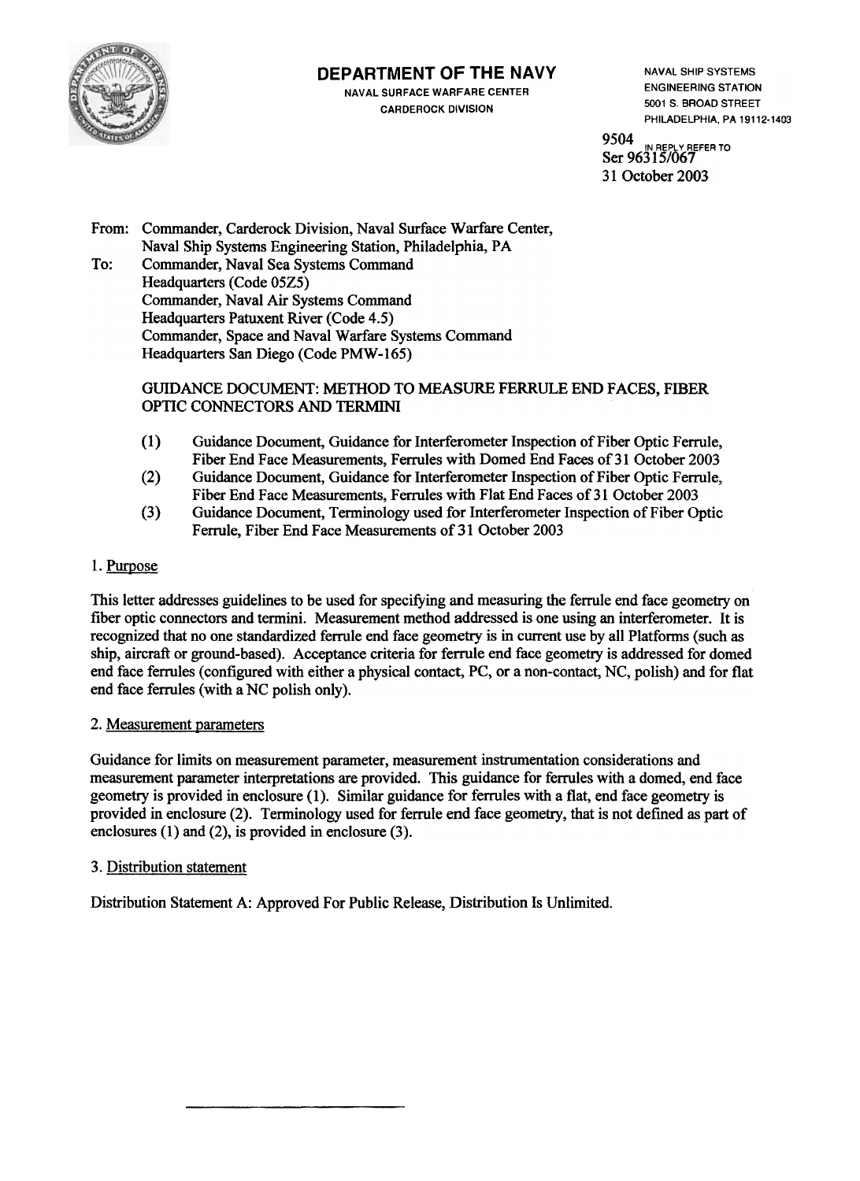# DEPARTMENT OF THE NAVY

NAVAL SURFACE WARFARE CENTER
CARDEROCK DIVISION

NAVAL SHIP SYSTEMS
ENGINEERING STATION
5001 S. BROAD STREET
PHILADELPHIA, PA 19112-1403

9504 IN REPLY REFER TO
Ser 96315/067
31 October 2003

From: Commander, Carderock Division, Naval Surface Warfare Center, Naval Ship Systems Engineering Station, Philadelphia, PA
To: Commander, Naval Sea Systems Command
Headquarters (Code 05Z5)
Commander, Naval Air Systems Command
Headquarters Patuxent River (Code 4.5)
Commander, Space and Naval Warfare Systems Command
Headquarters San Diego (Code PMW-165)

GUIDANCE DOCUMENT: METHOD TO MEASURE FERRULE END FACES, FIBER OPTIC CONNECTORS AND TERMINI

(1) Guidance Document, Guidance for Interferometer Inspection of Fiber Optic Ferrule, Fiber End Face Measurements, Ferrules with Domed End Faces of 31 October 2003
(2) Guidance Document, Guidance for Interferometer Inspection of Fiber Optic Ferrule, Fiber End Face Measurements, Ferrules with Flat End Faces of 31 October 2003
(3) Guidance Document, Terminology used for Interferometer Inspection of Fiber Optic Ferrule, Fiber End Face Measurements of 31 October 2003

1. Purpose

This letter addresses guidelines to be used for specifying and measuring the ferrule end face geometry on fiber optic connectors and termini. Measurement method addressed is one using an interferometer. It is recognized that no one standardized ferrule end face geometry is in current use by all Platforms (such as ship, aircraft or ground-based). Acceptance criteria for ferrule end face geometry is addressed for domed end face ferrules (configured with either a physical contact, PC, or a non-contact, NC, polish) and for flat end face ferrules (with a NC polish only).

2. Measurement parameters

Guidance for limits on measurement parameter, measurement instrumentation considerations and measurement parameter interpretations are provided. This guidance for ferrules with a domed, end face geometry is provided in enclosure (1). Similar guidance for ferrules with a flat, end face geometry is provided in enclosure (2). Terminology used for ferrule end face geometry, that is not defined as part of enclosures (1) and (2), is provided in enclosure (3).

3. Distribution statement

Distribution Statement A: Approved For Public Release, Distribution Is Unlimited.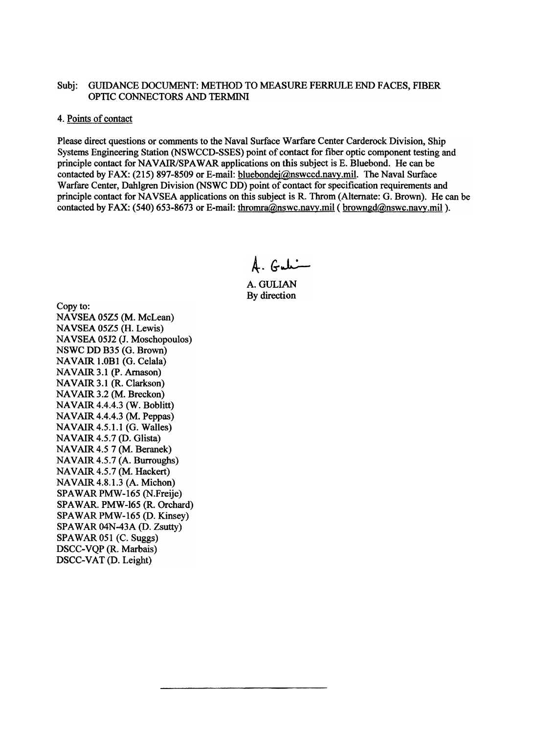Subj: GUIDANCE DOCUMENT: METHOD TO MEASURE FERRULE END FACES, FIBER OPTIC CONNECTORS AND TERMINI

4. Points of contact

Please direct questions or comments to the Naval Surface Warfare Center Carderock Division, Ship Systems Engineering Station (NSWCCD-SSES) point of contact for fiber optic component testing and principle contact for NAVAIR/SPAWAR applications on this subject is E. Bluebond. He can be contacted by FAX: (215) 897-8509 or E-mail: bluebondej@nswccd.navy.mil. The Naval Surface Warfare Center, Dahlgren Division (NSWC DD) point of contact for specification requirements and principle contact for NAVSEA applications on this subject is R. Throm (Alternate: G. Brown). He can be contacted by FAX: (540) 653-8673 or E-mail: thromra@nswc.navy.mil ( browngd@nswc.navy.mil ).

A. Gulian

A. GULIAN
By direction

Copy to:
NAVSEA 05Z5 (M. McLean)
NAVSEA 05Z5 (H. Lewis)
NAVSEA 05J2 (J. Moschopoulos)
NSWC DD B35 (G. Brown)
NAVAIR 1.0B1 (G. Celala)
NAVAIR 3.1 (P. Arnason)
NAVAIR 3.1 (R. Clarkson)
NAVAIR 3.2 (M. Breckon)
NAVAIR 4.4.4.3 (W. Boblitt)
NAVAIR 4.4.4.3 (M. Peppas)
NAVAIR 4.5.1.1 (G. Walles)
NAVAIR 4.5.7 (D. Glista)
NAVAIR 4.5 7 (M. Beranek)
NAVAIR 4.5.7 (A. Burroughs)
NAVAIR 4.5.7 (M. Hackert)
NAVAIR 4.8.1.3 (A. Michon)
SPAWAR PMW-165 (N.Freije)
SPAWAR. PMW-l65 (R. Orchard)
SPAWAR PMW-165 (D. Kinsey)
SPAWAR 04N-43A (D. Zsutty)
SPAWAR 051 (C. Suggs)
DSCC-VQP (R. Marbais)
DSCC-VAT (D. Leight)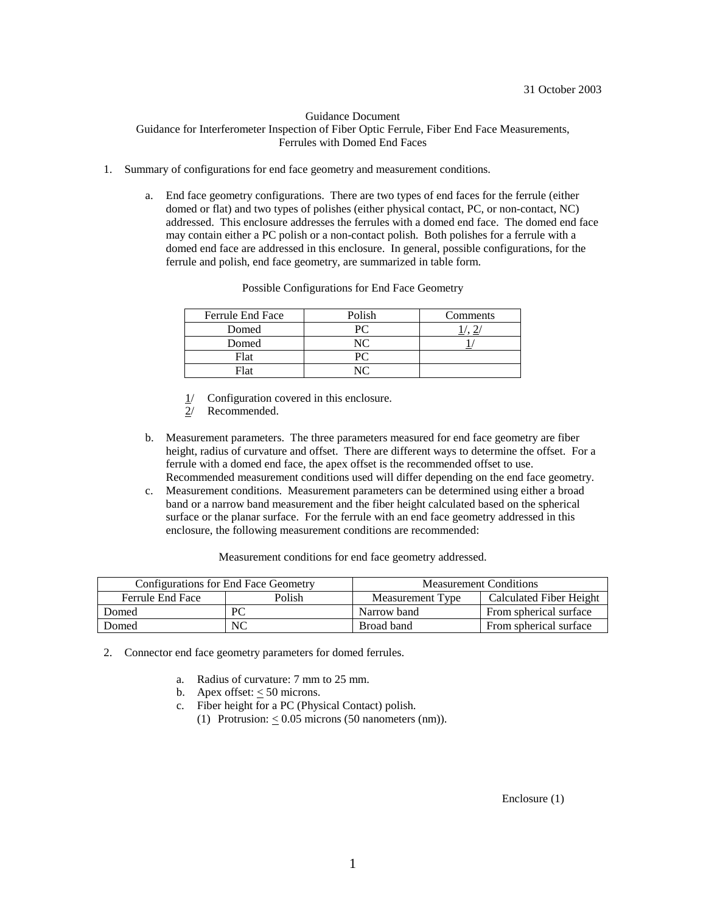31 October 2003

Guidance Document
Guidance for Interferometer Inspection of Fiber Optic Ferrule, Fiber End Face Measurements, Ferrules with Domed End Faces

1. Summary of configurations for end face geometry and measurement conditions.

   a. End face geometry configurations. There are two types of end faces for the ferrule (either domed or flat) and two types of polishes (either physical contact, PC, or non-contact, NC) addressed. This enclosure addresses the ferrules with a domed end face. The domed end face may contain either a PC polish or a non-contact polish. Both polishes for a ferrule with a domed end face are addressed in this enclosure. In general, possible configurations, for the ferrule and polish, end face geometry, are summarized in table form.

Possible Configurations for End Face Geometry

| Ferrule End Face | Polish | Comments |
| --- | --- | --- |
| Domed | PC | 1/, 2/ |
| Domed | NC | 1/ |
| Flat | PC | |
| Flat | NC | |

1/ Configuration covered in this enclosure.
2/ Recommended.

   b. Measurement parameters. The three parameters measured for end face geometry are fiber height, radius of curvature and offset. There are different ways to determine the offset. For a ferrule with a domed end face, the apex offset is the recommended offset to use. Recommended measurement conditions used will differ depending on the end face geometry.

   c. Measurement conditions. Measurement parameters can be determined using either a broad band or a narrow band measurement and the fiber height calculated based on the spherical surface or the planar surface. For the ferrule with an end face geometry addressed in this enclosure, the following measurement conditions are recommended:

Measurement conditions for end face geometry addressed.

| Configurations for End Face Geometry | | Measurement Conditions | |
| --- | --- | --- | --- |
| Ferrule End Face | Polish | Measurement Type | Calculated Fiber Height |
| Domed | PC | Narrow band | From spherical surface |
| Domed | NC | Broad band | From spherical surface |

2. Connector end face geometry parameters for domed ferrules.

   a. Radius of curvature: 7 mm to 25 mm.
   b. Apex offset: $\leq$ 50 microns.
   c. Fiber height for a PC (Physical Contact) polish.
      (1) Protrusion: $\leq$ 0.05 microns (50 nanometers (nm)).

Enclosure (1)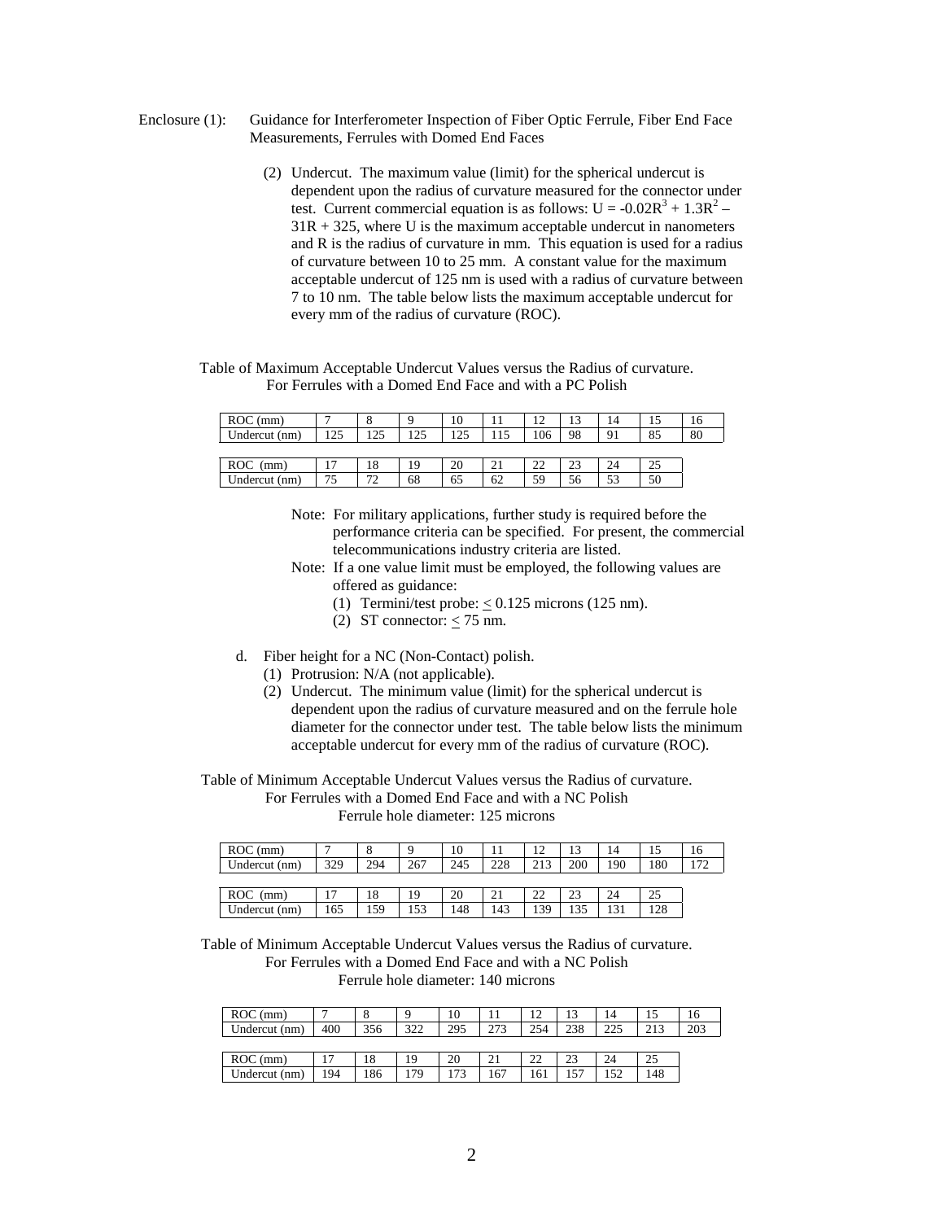Enclosure (1): Guidance for Interferometer Inspection of Fiber Optic Ferrule, Fiber End Face Measurements, Ferrules with Domed End Faces

(2) Undercut. The maximum value (limit) for the spherical undercut is dependent upon the radius of curvature measured for the connector under test. Current commercial equation is as follows: $U = -0.02R^3 + 1.3R^2 - 31R + 325$, where U is the maximum acceptable undercut in nanometers and R is the radius of curvature in mm. This equation is used for a radius of curvature between 10 to 25 mm. A constant value for the maximum acceptable undercut of 125 nm is used with a radius of curvature between 7 to 10 nm. The table below lists the maximum acceptable undercut for every mm of the radius of curvature (ROC).

Table of Maximum Acceptable Undercut Values versus the Radius of curvature. For Ferrules with a Domed End Face and with a PC Polish

| ROC (mm) | 7 | 8 | 9 | 10 | 11 | 12 | 13 | 14 | 15 | 16 |
|---|---|---|---|---|---|---|---|---|---|---|
| Undercut (nm) | 125 | 125 | 125 | 125 | 115 | 106 | 98 | 91 | 85 | 80 |

| ROC (mm) | 17 | 18 | 19 | 20 | 21 | 22 | 23 | 24 | 25 |
|---|---|---|---|---|---|---|---|---|---|
| Undercut (nm) | 75 | 72 | 68 | 65 | 62 | 59 | 56 | 53 | 50 |

Note: For military applications, further study is required before the performance criteria can be specified. For present, the commercial telecommunications industry criteria are listed.

Note: If a one value limit must be employed, the following values are offered as guidance:

(1) Termini/test probe: $\leq$ 0.125 microns (125 nm).

(2) ST connector: $\leq$ 75 nm.

d. Fiber height for a NC (Non-Contact) polish.

(1) Protrusion: N/A (not applicable).

(2) Undercut. The minimum value (limit) for the spherical undercut is dependent upon the radius of curvature measured and on the ferrule hole diameter for the connector under test. The table below lists the minimum acceptable undercut for every mm of the radius of curvature (ROC).

Table of Minimum Acceptable Undercut Values versus the Radius of curvature. For Ferrules with a Domed End Face and with a NC Polish

Ferrule hole diameter: 125 microns

| ROC (mm) | 7 | 8 | 9 | 10 | 11 | 12 | 13 | 14 | 15 | 16 |
|---|---|---|---|---|---|---|---|---|---|---|
| Undercut (nm) | 329 | 294 | 267 | 245 | 228 | 213 | 200 | 190 | 180 | 172 |

| ROC (mm) | 17 | 18 | 19 | 20 | 21 | 22 | 23 | 24 | 25 |
|---|---|---|---|---|---|---|---|---|---|
| Undercut (nm) | 165 | 159 | 153 | 148 | 143 | 139 | 135 | 131 | 128 |

Table of Minimum Acceptable Undercut Values versus the Radius of curvature. For Ferrules with a Domed End Face and with a NC Polish

Ferrule hole diameter: 140 microns

| ROC (mm) | 7 | 8 | 9 | 10 | 11 | 12 | 13 | 14 | 15 | 16 |
|---|---|---|---|---|---|---|---|---|---|---|
| Undercut (nm) | 400 | 356 | 322 | 295 | 273 | 254 | 238 | 225 | 213 | 203 |

| ROC (mm) | 17 | 18 | 19 | 20 | 21 | 22 | 23 | 24 | 25 |
|---|---|---|---|---|---|---|---|---|---|
| Undercut (nm) | 194 | 186 | 179 | 173 | 167 | 161 | 157 | 152 | 148 |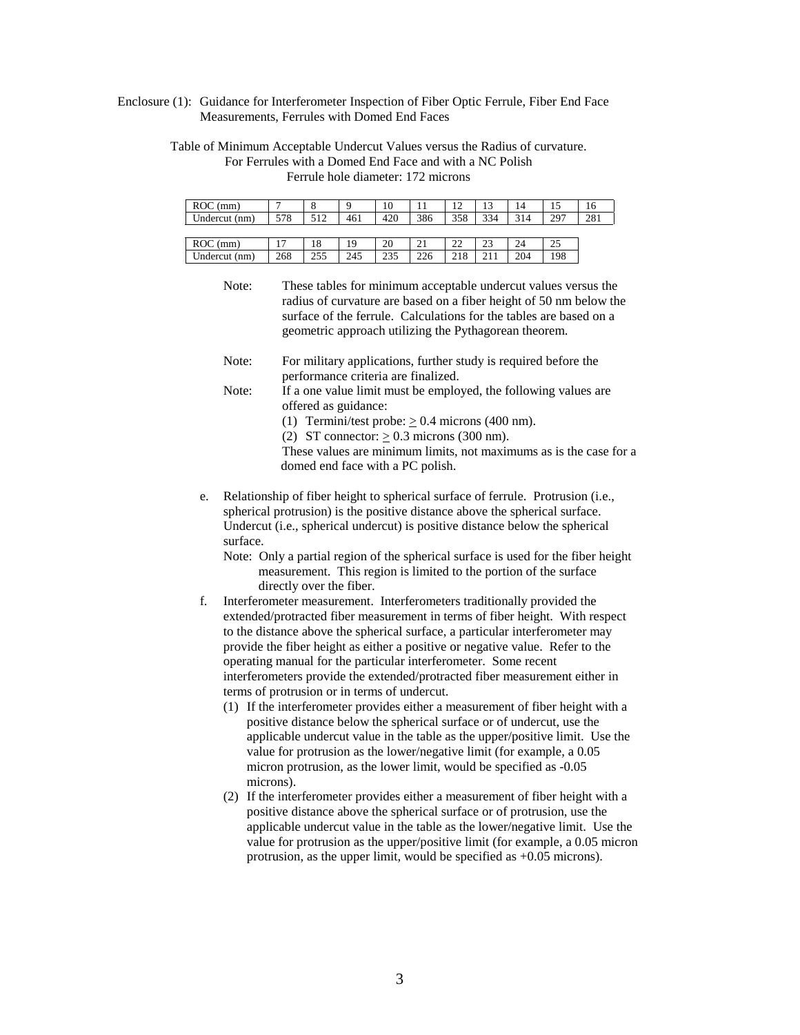Enclosure (1): Guidance for Interferometer Inspection of Fiber Optic Ferrule, Fiber End Face Measurements, Ferrules with Domed End Faces

Table of Minimum Acceptable Undercut Values versus the Radius of curvature.
For Ferrules with a Domed End Face and with a NC Polish
Ferrule hole diameter: 172 microns

| ROC (mm) | 7 | 8 | 9 | 10 | 11 | 12 | 13 | 14 | 15 | 16 |
|---|---|---|---|---|---|---|---|---|---|---|
| Undercut (nm) | 578 | 512 | 461 | 420 | 386 | 358 | 334 | 314 | 297 | 281 |

| ROC (mm) | 17 | 18 | 19 | 20 | 21 | 22 | 23 | 24 | 25 |
|---|---|---|---|---|---|---|---|---|---|
| Undercut (nm) | 268 | 255 | 245 | 235 | 226 | 218 | 211 | 204 | 198 |

Note: These tables for minimum acceptable undercut values versus the radius of curvature are based on a fiber height of 50 nm below the surface of the ferrule. Calculations for the tables are based on a geometric approach utilizing the Pythagorean theorem.

Note: For military applications, further study is required before the performance criteria are finalized.

Note: If a one value limit must be employed, the following values are offered as guidance:

(1) Termini/test probe: $\geq$ 0.4 microns (400 nm).

(2) ST connector: $\geq$ 0.3 microns (300 nm).

These values are minimum limits, not maximums as is the case for a domed end face with a PC polish.

e. Relationship of fiber height to spherical surface of ferrule. Protrusion (i.e., spherical protrusion) is the positive distance above the spherical surface. Undercut (i.e., spherical undercut) is positive distance below the spherical surface.

Note: Only a partial region of the spherical surface is used for the fiber height measurement. This region is limited to the portion of the surface directly over the fiber.

f. Interferometer measurement. Interferometers traditionally provided the extended/protracted fiber measurement in terms of fiber height. With respect to the distance above the spherical surface, a particular interferometer may provide the fiber height as either a positive or negative value. Refer to the operating manual for the particular interferometer. Some recent interferometers provide the extended/protracted fiber measurement either in terms of protrusion or in terms of undercut.

(1) If the interferometer provides either a measurement of fiber height with a positive distance below the spherical surface or of undercut, use the applicable undercut value in the table as the upper/positive limit. Use the value for protrusion as the lower/negative limit (for example, a 0.05 micron protrusion, as the lower limit, would be specified as -0.05 microns).

(2) If the interferometer provides either a measurement of fiber height with a positive distance above the spherical surface or of protrusion, use the applicable undercut value in the table as the lower/negative limit. Use the value for protrusion as the upper/positive limit (for example, a 0.05 micron protrusion, as the upper limit, would be specified as +0.05 microns).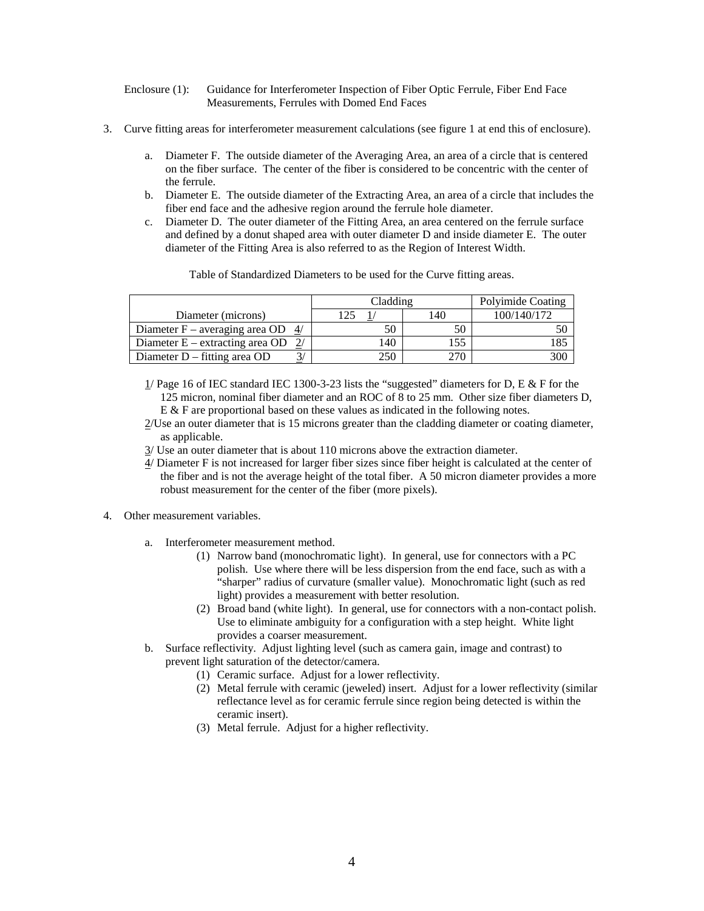Enclosure (1): Guidance for Interferometer Inspection of Fiber Optic Ferrule, Fiber End Face Measurements, Ferrules with Domed End Faces

3. Curve fitting areas for interferometer measurement calculations (see figure 1 at end this of enclosure).

   a. Diameter F. The outside diameter of the Averaging Area, an area of a circle that is centered on the fiber surface. The center of the fiber is considered to be concentric with the center of the ferrule.
   b. Diameter E. The outside diameter of the Extracting Area, an area of a circle that includes the fiber end face and the adhesive region around the ferrule hole diameter.
   c. Diameter D. The outer diameter of the Fitting Area, an area centered on the ferrule surface and defined by a donut shaped area with outer diameter D and inside diameter E. The outer diameter of the Fitting Area is also referred to as the Region of Interest Width.

Table of Standardized Diameters to be used for the Curve fitting areas.

| | Cladding | | Polyimide Coating |
|---|---|---|---|
| Diameter (microns) | 125 1/ | 140 | 100/140/172 |
| Diameter F – averaging area OD 4/ | 50 | 50 | 50 |
| Diameter E – extracting area OD 2/ | 140 | 155 | 185 |
| Diameter D – fitting area OD 3/ | 250 | 270 | 300 |

1/ Page 16 of IEC standard IEC 1300-3-23 lists the "suggested" diameters for D, E & F for the 125 micron, nominal fiber diameter and an ROC of 8 to 25 mm. Other size fiber diameters D, E & F are proportional based on these values as indicated in the following notes.

2/Use an outer diameter that is 15 microns greater than the cladding diameter or coating diameter, as applicable.

3/ Use an outer diameter that is about 110 microns above the extraction diameter.

4/ Diameter F is not increased for larger fiber sizes since fiber height is calculated at the center of the fiber and is not the average height of the total fiber. A 50 micron diameter provides a more robust measurement for the center of the fiber (more pixels).

4. Other measurement variables.

   a. Interferometer measurement method.
      (1) Narrow band (monochromatic light). In general, use for connectors with a PC polish. Use where there will be less dispersion from the end face, such as with a "sharper" radius of curvature (smaller value). Monochromatic light (such as red light) provides a measurement with better resolution.
      (2) Broad band (white light). In general, use for connectors with a non-contact polish. Use to eliminate ambiguity for a configuration with a step height. White light provides a coarser measurement.
   b. Surface reflectivity. Adjust lighting level (such as camera gain, image and contrast) to prevent light saturation of the detector/camera.
      (1) Ceramic surface. Adjust for a lower reflectivity.
      (2) Metal ferrule with ceramic (jeweled) insert. Adjust for a lower reflectivity (similar reflectance level as for ceramic ferrule since region being detected is within the ceramic insert).
      (3) Metal ferrule. Adjust for a higher reflectivity.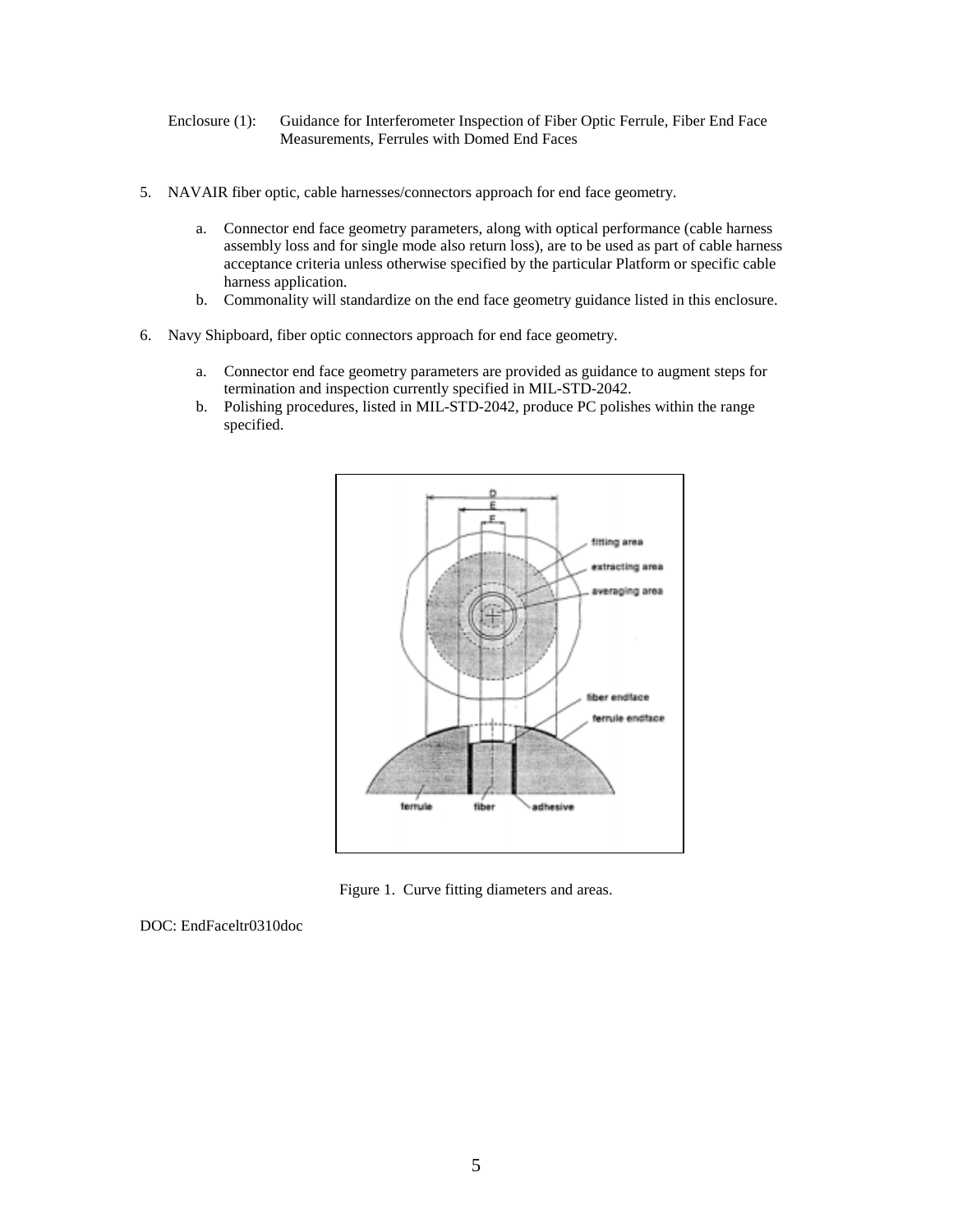Enclosure (1): Guidance for Interferometer Inspection of Fiber Optic Ferrule, Fiber End Face Measurements, Ferrules with Domed End Faces

5. NAVAIR fiber optic, cable harnesses/connectors approach for end face geometry.

    a. Connector end face geometry parameters, along with optical performance (cable harness assembly loss and for single mode also return loss), are to be used as part of cable harness acceptance criteria unless otherwise specified by the particular Platform or specific cable harness application.
    b. Commonality will standardize on the end face geometry guidance listed in this enclosure.

6. Navy Shipboard, fiber optic connectors approach for end face geometry.

    a. Connector end face geometry parameters are provided as guidance to augment steps for termination and inspection currently specified in MIL-STD-2042.
    b. Polishing procedures, listed in MIL-STD-2042, produce PC polishes within the range specified.

Figure 1. Curve fitting diameters and areas.

DOC: EndFaceltr0310doc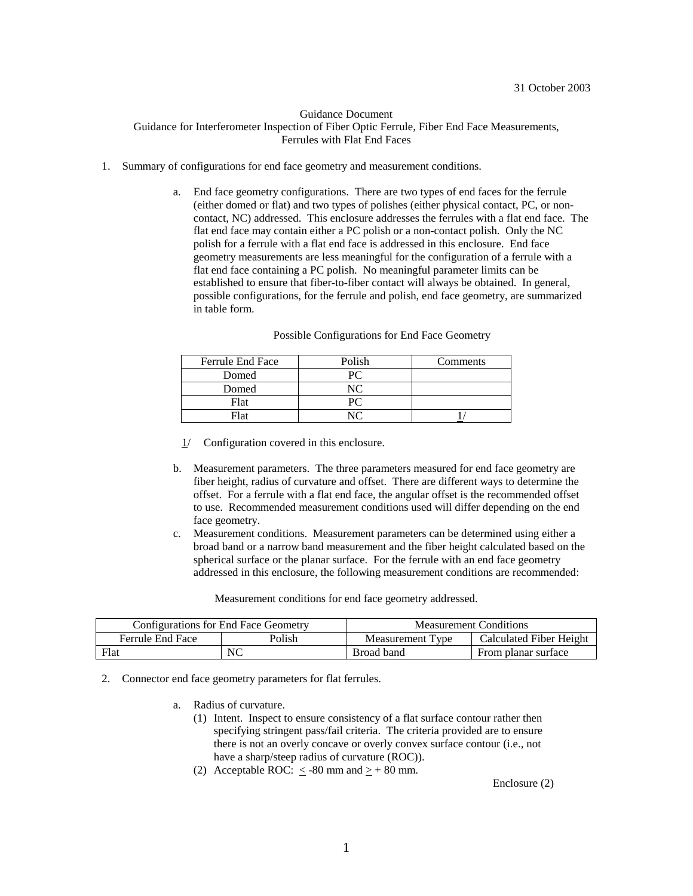31 October 2003

Guidance Document
Guidance for Interferometer Inspection of Fiber Optic Ferrule, Fiber End Face Measurements, Ferrules with Flat End Faces

1. Summary of configurations for end face geometry and measurement conditions.

   a. End face geometry configurations. There are two types of end faces for the ferrule (either domed or flat) and two types of polishes (either physical contact, PC, or non-contact, NC) addressed. This enclosure addresses the ferrules with a flat end face. The flat end face may contain either a PC polish or a non-contact polish. Only the NC polish for a ferrule with a flat end face is addressed in this enclosure. End face geometry measurements are less meaningful for the configuration of a ferrule with a flat end face containing a PC polish. No meaningful parameter limits can be established to ensure that fiber-to-fiber contact will always be obtained. In general, possible configurations, for the ferrule and polish, end face geometry, are summarized in table form.

Possible Configurations for End Face Geometry

| Ferrule End Face | Polish | Comments |
|---|---|---|
| Domed | PC | |
| Domed | NC | |
| Flat | PC | |
| Flat | NC | 1/ |

1/ Configuration covered in this enclosure.

   b. Measurement parameters. The three parameters measured for end face geometry are fiber height, radius of curvature and offset. There are different ways to determine the offset. For a ferrule with a flat end face, the angular offset is the recommended offset to use. Recommended measurement conditions used will differ depending on the end face geometry.

   c. Measurement conditions. Measurement parameters can be determined using either a broad band or a narrow band measurement and the fiber height calculated based on the spherical surface or the planar surface. For the ferrule with an end face geometry addressed in this enclosure, the following measurement conditions are recommended:

Measurement conditions for end face geometry addressed.

| Configurations for End Face Geometry | | Measurement Conditions | |
|---|---|---|---|
| Ferrule End Face | Polish | Measurement Type | Calculated Fiber Height |
| Flat | NC | Broad band | From planar surface |

2. Connector end face geometry parameters for flat ferrules.

   a. Radius of curvature.
      (1) Intent. Inspect to ensure consistency of a flat surface contour rather then specifying stringent pass/fail criteria. The criteria provided are to ensure there is not an overly concave or overly convex surface contour (i.e., not have a sharp/steep radius of curvature (ROC)).
      (2) Acceptable ROC: $\leq$ -80 mm and $\geq$ + 80 mm.

Enclosure (2)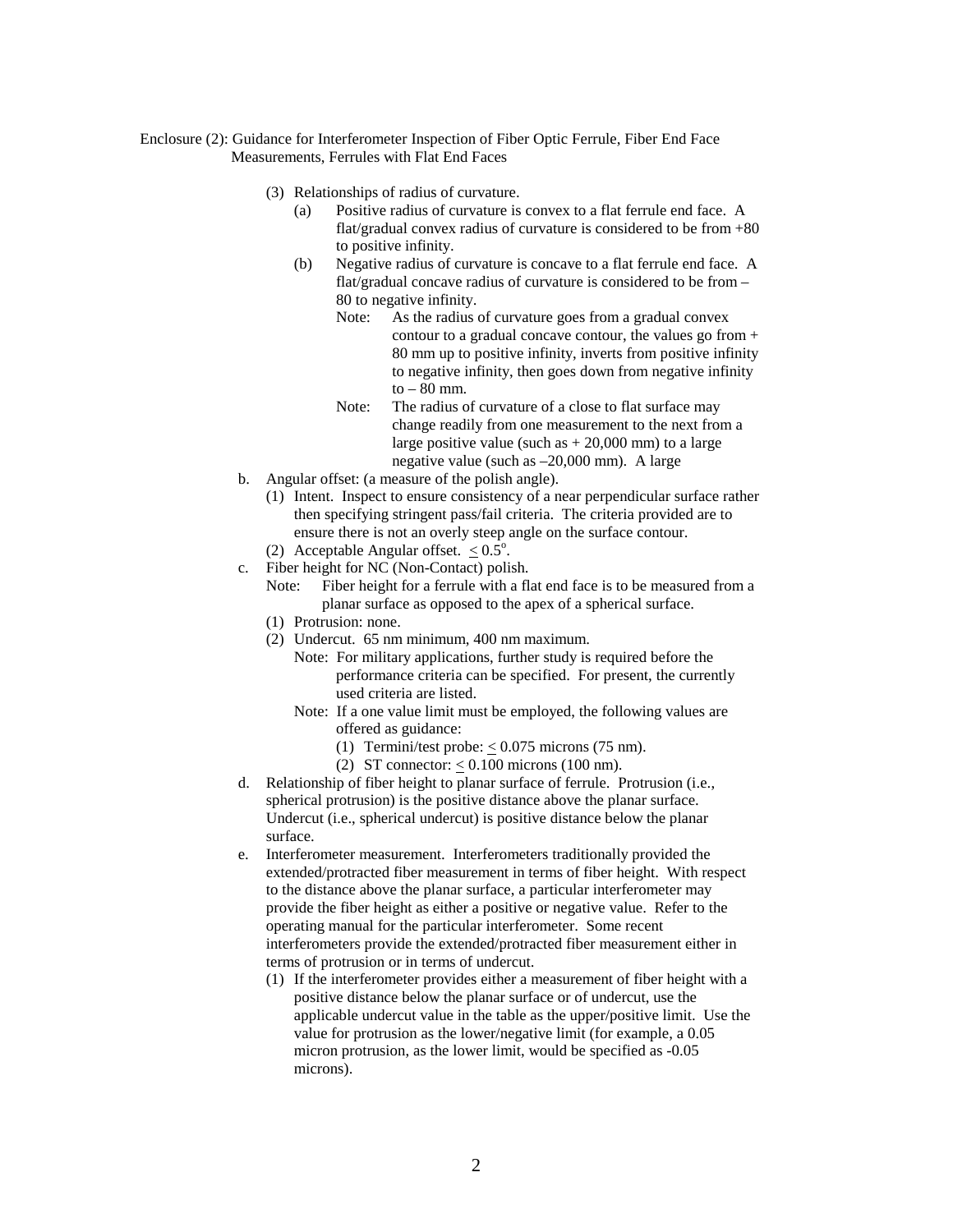Enclosure (2): Guidance for Interferometer Inspection of Fiber Optic Ferrule, Fiber End Face Measurements, Ferrules with Flat End Faces

(3) Relationships of radius of curvature.

(a) Positive radius of curvature is convex to a flat ferrule end face. A flat/gradual convex radius of curvature is considered to be from +80 to positive infinity.

(b) Negative radius of curvature is concave to a flat ferrule end face. A flat/gradual concave radius of curvature is considered to be from –80 to negative infinity.

Note: As the radius of curvature goes from a gradual convex contour to a gradual concave contour, the values go from + 80 mm up to positive infinity, inverts from positive infinity to negative infinity, then goes down from negative infinity to – 80 mm.

Note: The radius of curvature of a close to flat surface may change readily from one measurement to the next from a large positive value (such as + 20,000 mm) to a large negative value (such as –20,000 mm). A large

b. Angular offset: (a measure of the polish angle).

(1) Intent. Inspect to ensure consistency of a near perpendicular surface rather then specifying stringent pass/fail criteria. The criteria provided are to ensure there is not an overly steep angle on the surface contour.

(2) Acceptable Angular offset. $\leq 0.5^{o}$.

c. Fiber height for NC (Non-Contact) polish.

Note: Fiber height for a ferrule with a flat end face is to be measured from a planar surface as opposed to the apex of a spherical surface.

(1) Protrusion: none.

(2) Undercut. 65 nm minimum, 400 nm maximum.

Note: For military applications, further study is required before the performance criteria can be specified. For present, the currently used criteria are listed.

Note: If a one value limit must be employed, the following values are offered as guidance:

(1) Termini/test probe: $\leq$ 0.075 microns (75 nm).

(2) ST connector: $\leq$ 0.100 microns (100 nm).

d. Relationship of fiber height to planar surface of ferrule. Protrusion (i.e., spherical protrusion) is the positive distance above the planar surface. Undercut (i.e., spherical undercut) is positive distance below the planar surface.

e. Interferometer measurement. Interferometers traditionally provided the extended/protracted fiber measurement in terms of fiber height. With respect to the distance above the planar surface, a particular interferometer may provide the fiber height as either a positive or negative value. Refer to the operating manual for the particular interferometer. Some recent interferometers provide the extended/protracted fiber measurement either in terms of protrusion or in terms of undercut.

(1) If the interferometer provides either a measurement of fiber height with a positive distance below the planar surface or of undercut, use the applicable undercut value in the table as the upper/positive limit. Use the value for protrusion as the lower/negative limit (for example, a 0.05 micron protrusion, as the lower limit, would be specified as -0.05 microns).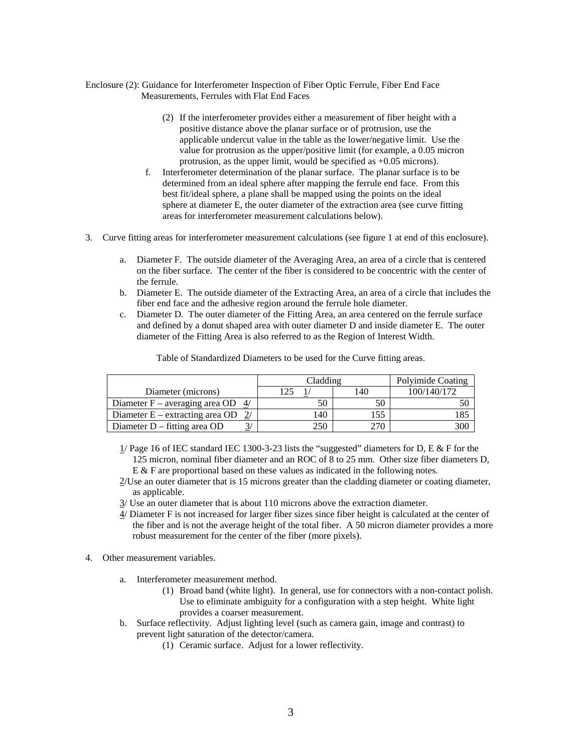Enclosure (2): Guidance for Interferometer Inspection of Fiber Optic Ferrule, Fiber End Face Measurements, Ferrules with Flat End Faces

(2) If the interferometer provides either a measurement of fiber height with a positive distance above the planar surface or of protrusion, use the applicable undercut value in the table as the lower/negative limit. Use the value for protrusion as the upper/positive limit (for example, a 0.05 micron protrusion, as the upper limit, would be specified as +0.05 microns).

f. Interferometer determination of the planar surface. The planar surface is to be determined from an ideal sphere after mapping the ferrule end face. From this best fit/ideal sphere, a plane shall be mapped using the points on the ideal sphere at diameter E, the outer diameter of the extraction area (see curve fitting areas for interferometer measurement calculations below).

3. Curve fitting areas for interferometer measurement calculations (see figure 1 at end of this enclosure).

   a. Diameter F. The outside diameter of the Averaging Area, an area of a circle that is centered on the fiber surface. The center of the fiber is considered to be concentric with the center of the ferrule.
   b. Diameter E. The outside diameter of the Extracting Area, an area of a circle that includes the fiber end face and the adhesive region around the ferrule hole diameter.
   c. Diameter D. The outer diameter of the Fitting Area, an area centered on the ferrule surface and defined by a donut shaped area with outer diameter D and inside diameter E. The outer diameter of the Fitting Area is also referred to as the Region of Interest Width.

Table of Standardized Diameters to be used for the Curve fitting areas.

| | Cladding | | Polyimide Coating |
|---|---|---|---|
| Diameter (microns) | 125 1/ | 140 | 100/140/172 |
| Diameter F – averaging area OD 4/ | 50 | 50 | 50 |
| Diameter E – extracting area OD 2/ | 140 | 155 | 185 |
| Diameter D – fitting area OD 3/ | 250 | 270 | 300 |

1/ Page 16 of IEC standard IEC 1300-3-23 lists the "suggested" diameters for D, E & F for the 125 micron, nominal fiber diameter and an ROC of 8 to 25 mm. Other size fiber diameters D, E & F are proportional based on these values as indicated in the following notes.

2/Use an outer diameter that is 15 microns greater than the cladding diameter or coating diameter, as applicable.

3/ Use an outer diameter that is about 110 microns above the extraction diameter.

4/ Diameter F is not increased for larger fiber sizes since fiber height is calculated at the center of the fiber and is not the average height of the total fiber. A 50 micron diameter provides a more robust measurement for the center of the fiber (more pixels).

4. Other measurement variables.

   a. Interferometer measurement method.
      (1) Broad band (white light). In general, use for connectors with a non-contact polish. Use to eliminate ambiguity for a configuration with a step height. White light provides a coarser measurement.
   b. Surface reflectivity. Adjust lighting level (such as camera gain, image and contrast) to prevent light saturation of the detector/camera.
      (1) Ceramic surface. Adjust for a lower reflectivity.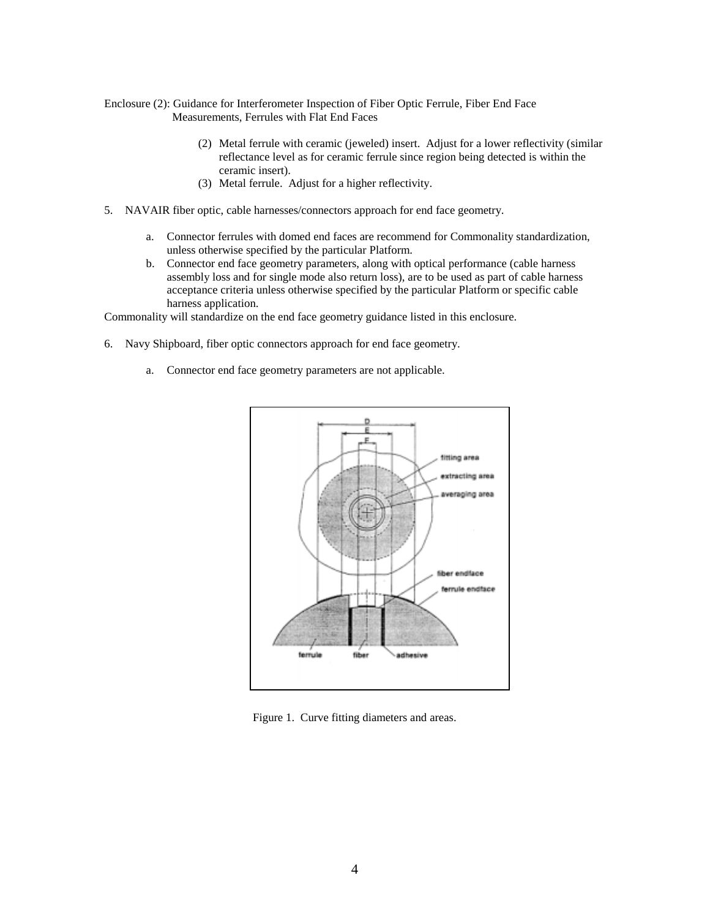Enclosure (2): Guidance for Interferometer Inspection of Fiber Optic Ferrule, Fiber End Face Measurements, Ferrules with Flat End Faces

(2) Metal ferrule with ceramic (jeweled) insert. Adjust for a lower reflectivity (similar reflectance level as for ceramic ferrule since region being detected is within the ceramic insert).

(3) Metal ferrule. Adjust for a higher reflectivity.

5. NAVAIR fiber optic, cable harnesses/connectors approach for end face geometry.

   a. Connector ferrules with domed end faces are recommend for Commonality standardization, unless otherwise specified by the particular Platform.

   b. Connector end face geometry parameters, along with optical performance (cable harness assembly loss and for single mode also return loss), are to be used as part of cable harness acceptance criteria unless otherwise specified by the particular Platform or specific cable harness application.

Commonality will standardize on the end face geometry guidance listed in this enclosure.

6. Navy Shipboard, fiber optic connectors approach for end face geometry.

   a. Connector end face geometry parameters are not applicable.

Figure 1. Curve fitting diameters and areas.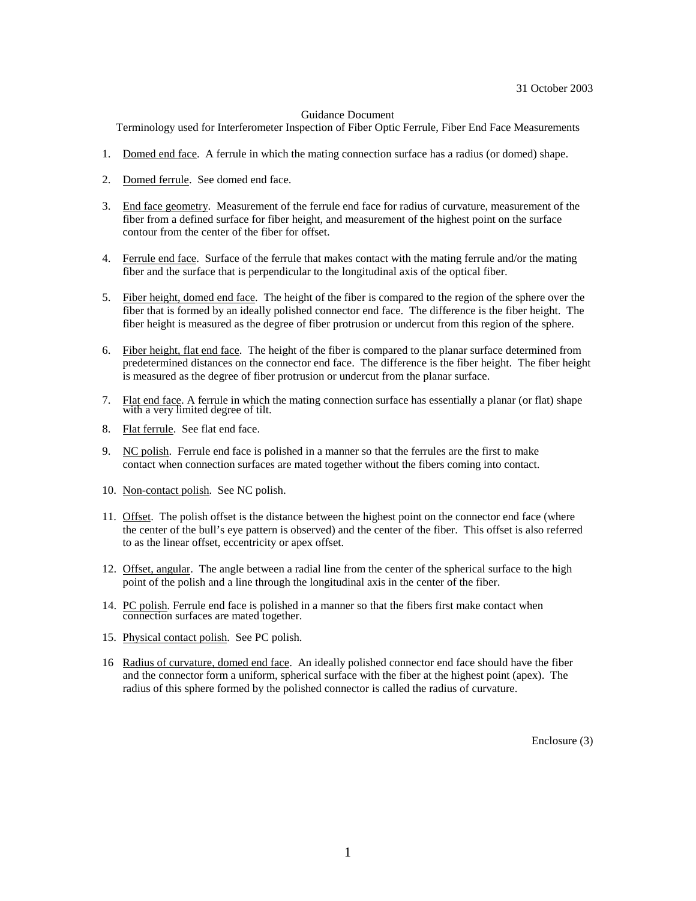31 October 2003

Guidance Document

Terminology used for Interferometer Inspection of Fiber Optic Ferrule, Fiber End Face Measurements

1. Domed end face. A ferrule in which the mating connection surface has a radius (or domed) shape.

2. Domed ferrule. See domed end face.

3. End face geometry. Measurement of the ferrule end face for radius of curvature, measurement of the fiber from a defined surface for fiber height, and measurement of the highest point on the surface contour from the center of the fiber for offset.

4. Ferrule end face. Surface of the ferrule that makes contact with the mating ferrule and/or the mating fiber and the surface that is perpendicular to the longitudinal axis of the optical fiber.

5. Fiber height, domed end face. The height of the fiber is compared to the region of the sphere over the fiber that is formed by an ideally polished connector end face. The difference is the fiber height. The fiber height is measured as the degree of fiber protrusion or undercut from this region of the sphere.

6. Fiber height, flat end face. The height of the fiber is compared to the planar surface determined from predetermined distances on the connector end face. The difference is the fiber height. The fiber height is measured as the degree of fiber protrusion or undercut from the planar surface.

7. Flat end face. A ferrule in which the mating connection surface has essentially a planar (or flat) shape with a very limited degree of tilt.

8. Flat ferrule. See flat end face.

9. NC polish. Ferrule end face is polished in a manner so that the ferrules are the first to make contact when connection surfaces are mated together without the fibers coming into contact.

10. Non-contact polish. See NC polish.

11. Offset. The polish offset is the distance between the highest point on the connector end face (where the center of the bull's eye pattern is observed) and the center of the fiber. This offset is also referred to as the linear offset, eccentricity or apex offset.

12. Offset, angular. The angle between a radial line from the center of the spherical surface to the high point of the polish and a line through the longitudinal axis in the center of the fiber.

14. PC polish. Ferrule end face is polished in a manner so that the fibers first make contact when connection surfaces are mated together.

15. Physical contact polish. See PC polish.

16 Radius of curvature, domed end face. An ideally polished connector end face should have the fiber and the connector form a uniform, spherical surface with the fiber at the highest point (apex). The radius of this sphere formed by the polished connector is called the radius of curvature.

Enclosure (3)